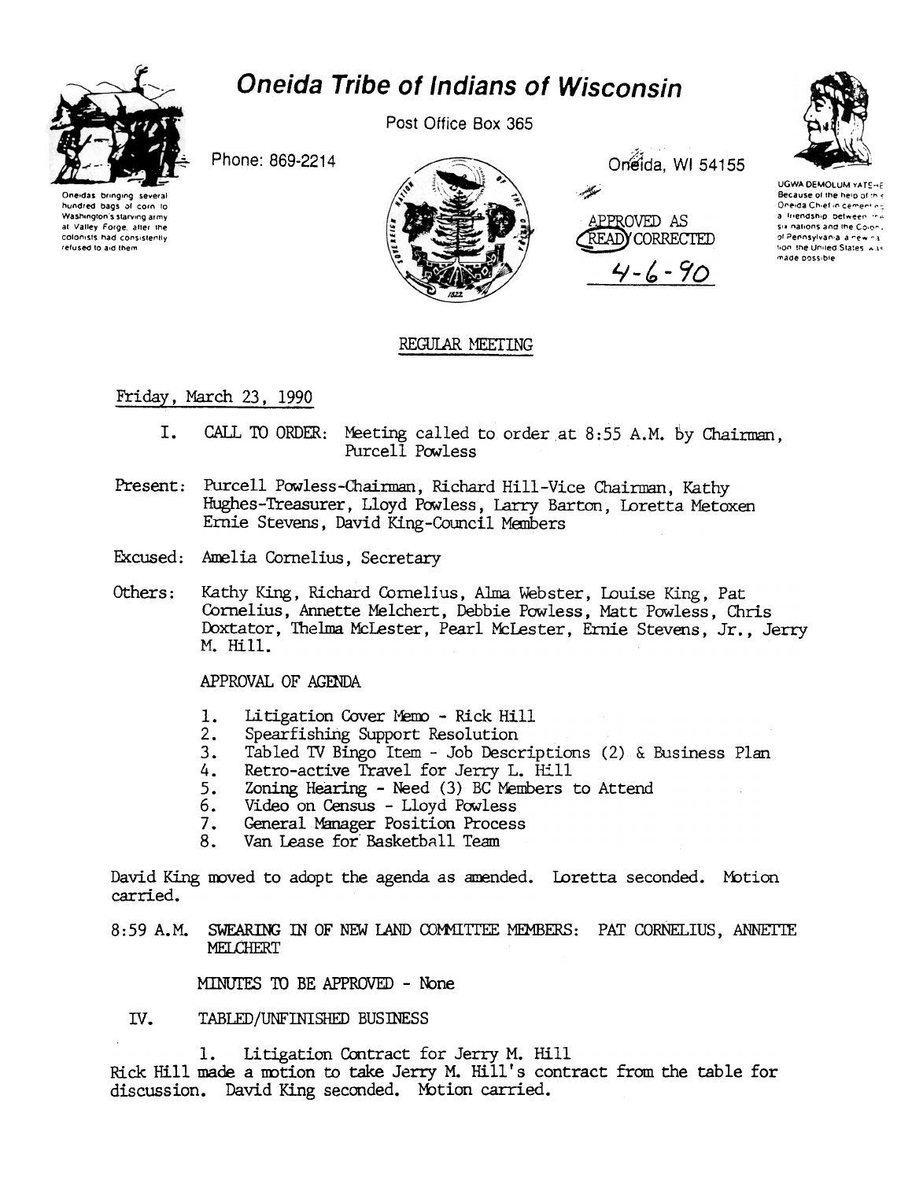# Oneida Tribe of Indians of Wisconsin

Oneidas bringing several hundred bags of corn to Washington's starving army at Valley Forge, after the colonists had consistently refused to aid them

Post Office Box 365

Phone: 869-2214

Oneida, WI 54155

UGWA DEMOLUM YATEHE
Because of the help of this Oneida Chief in cementing a friendship between the six nations and the Colony of Pennsylvania, a new nation, the United States, was made possible

APPROVED AS READ/CORRECTED
4-6-90

## REGULAR MEETING

Friday, March 23, 1990

I. CALL TO ORDER: Meeting called to order at 8:55 A.M. by Chairman, Purcell Powless

Present: Purcell Powless-Chairman, Richard Hill-Vice Chairman, Kathy Hughes-Treasurer, Lloyd Powless, Larry Barton, Loretta Metoxen Ernie Stevens, David King-Council Members

Excused: Amelia Cornelius, Secretary

Others: Kathy King, Richard Cornelius, Alma Webster, Louise King, Pat Cornelius, Annette Melchert, Debbie Powless, Matt Powless, Chris Doxtator, Thelma McLester, Pearl McLester, Ernie Stevens, Jr., Jerry M. Hill.

APPROVAL OF AGENDA

1. Litigation Cover Memo - Rick Hill
2. Spearfishing Support Resolution
3. Tabled TV Bingo Item - Job Descriptions (2) & Business Plan
4. Retro-active Travel for Jerry L. Hill
5. Zoning Hearing - Need (3) BC Members to Attend
6. Video on Census - Lloyd Powless
7. General Manager Position Process
8. Van Lease for Basketball Team

David King moved to adopt the agenda as amended. Loretta seconded. Motion carried.

8:59 A.M. SWEARING IN OF NEW LAND COMMITTEE MEMBERS: PAT CORNELIUS, ANNETTE MELCHERT

MINUTES TO BE APPROVED - None

IV. TABLED/UNFINISHED BUSINESS

1. Litigation Contract for Jerry M. Hill

Rick Hill made a motion to take Jerry M. Hill's contract from the table for discussion. David King seconded. Motion carried.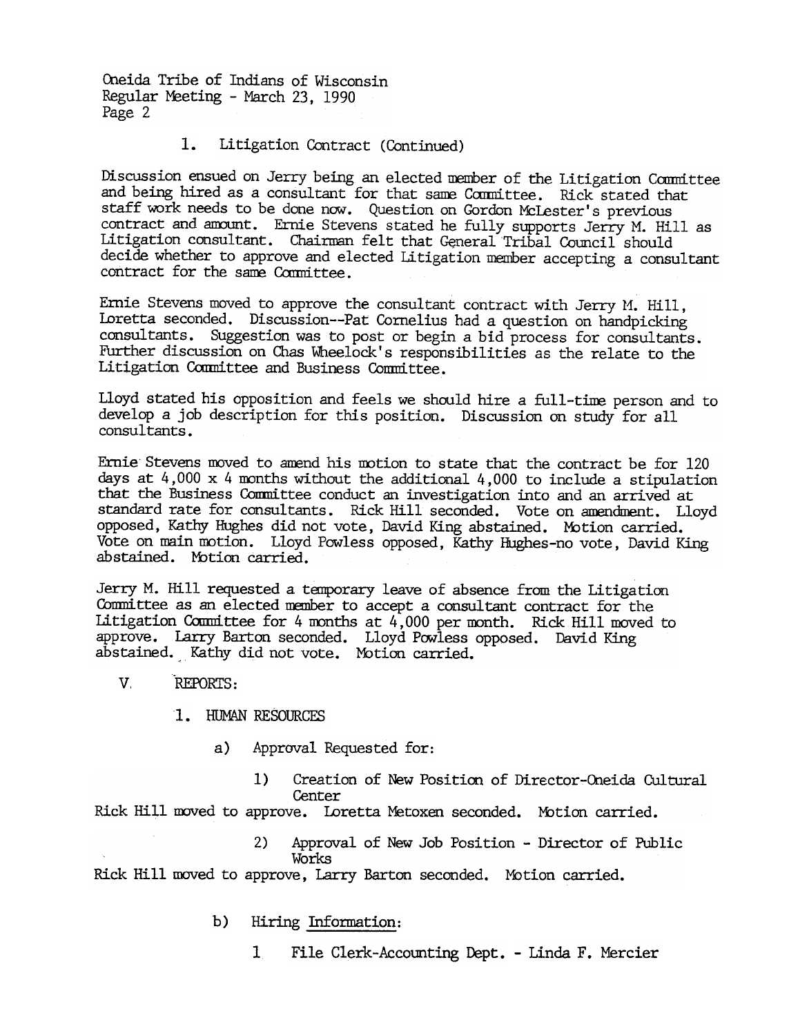1. Litigation Contract (Continued)

Discussion ensued on Jerry being an elected member of the Litigation Committee and being hired as a consultant for that same Committee. Rick stated that staff work needs to be done now. Question on Gordon McLester's previous contract and amount. Ernie Stevens stated he fully supports Jerry M. Hill as Litigation consultant. Chairman felt that General Tribal Council should decide whether to approve and elected Litigation member accepting a consultant contract for the same Committee.

Ernie Stevens moved to approve the consultant contract with Jerry M. Hill, Loretta seconded. Discussion--Pat Cornelius had a question on handpicking consultants. Suggestion was to post or begin a bid process for consultants. Further discussion on Chas Wheelock's responsibilities as the relate to the Litigation Committee and Business Committee.

Lloyd stated his opposition and feels we should hire a full-time person and to develop a job description for this position. Discussion on study for all consultants.

Ernie Stevens moved to amend his motion to state that the contract be for 120 days at 4,000 x 4 months without the additional 4,000 to include a stipulation that the Business Committee conduct an investigation into and an arrived at standard rate for consultants. Rick Hill seconded. Vote on amendment. Lloyd opposed, Kathy Hughes did not vote, David King abstained. Motion carried. Vote on main motion. Lloyd Powless opposed, Kathy Hughes-no vote, David King abstained. Motion carried.

Jerry M. Hill requested a temporary leave of absence from the Litigation Committee as an elected member to accept a consultant contract for the Litigation Committee for 4 months at 4,000 per month. Rick Hill moved to approve. Larry Barton seconded. Lloyd Powless opposed. David King abstained. Kathy did not vote. Motion carried.

V. REPORTS:

1. HUMAN RESOURCES

a) Approval Requested for:

1) Creation of New Position of Director-Oneida Cultural Center

Rick Hill moved to approve. Loretta Metoxen seconded. Motion carried.

2) Approval of New Job Position - Director of Public Works

Rick Hill moved to approve, Larry Barton seconded. Motion carried.

b) Hiring Information:

1 File Clerk-Accounting Dept. - Linda F. Mercier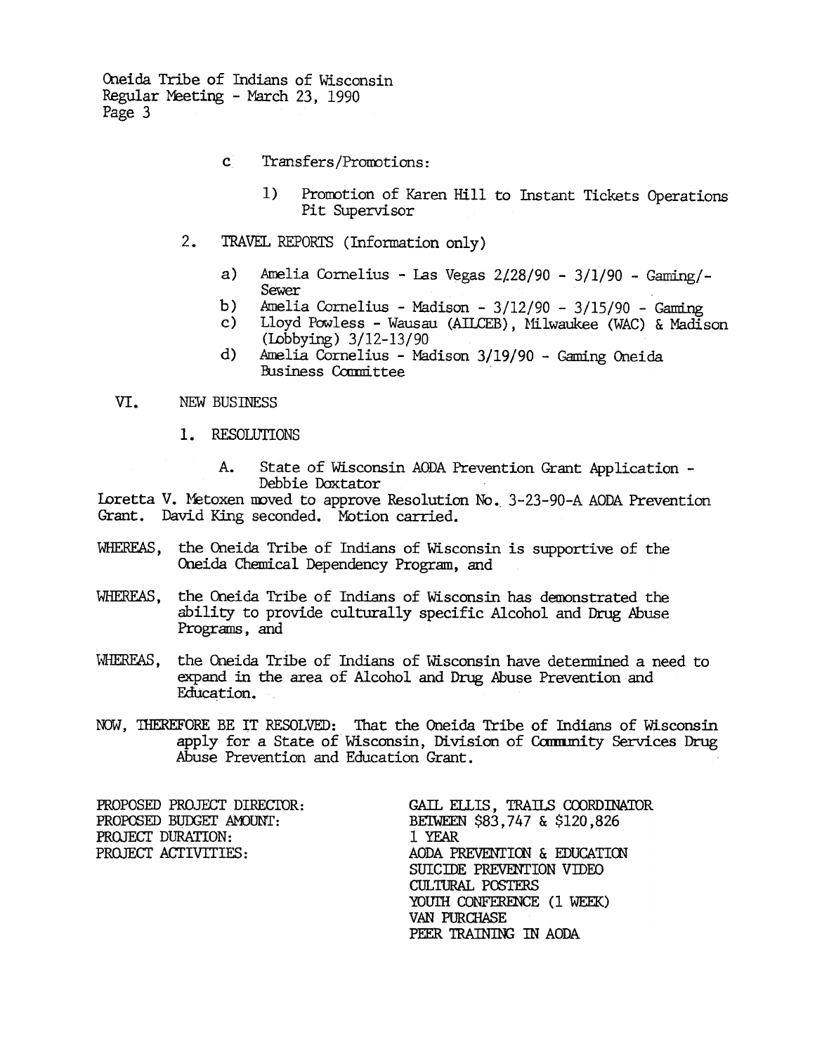c. Transfers/Promotions:

   1) Promotion of Karen Hill to Instant Tickets Operations Pit Supervisor

2. TRAVEL REPORTS (Information only)

   a) Amelia Cornelius - Las Vegas 2/28/90 - 3/1/90 - Gaming/-Sewer
   b) Amelia Cornelius - Madison - 3/12/90 - 3/15/90 - Gaming
   c) Lloyd Powless - Wausau (AILCEB), Milwaukee (WAC) & Madison (Lobbying) 3/12-13/90
   d) Amelia Cornelius - Madison 3/19/90 - Gaming Oneida Business Committee

VI. NEW BUSINESS

1. RESOLUTIONS

   A. State of Wisconsin AODA Prevention Grant Application - Debbie Doxtator

Loretta V. Metoxen moved to approve Resolution No. 3-23-90-A AODA Prevention Grant. David King seconded. Motion carried.

WHEREAS, the Oneida Tribe of Indians of Wisconsin is supportive of the Oneida Chemical Dependency Program, and

WHEREAS, the Oneida Tribe of Indians of Wisconsin has demonstrated the ability to provide culturally specific Alcohol and Drug Abuse Programs, and

WHEREAS, the Oneida Tribe of Indians of Wisconsin have determined a need to expand in the area of Alcohol and Drug Abuse Prevention and Education.

NOW, THEREFORE BE IT RESOLVED: That the Oneida Tribe of Indians of Wisconsin apply for a State of Wisconsin, Division of Community Services Drug Abuse Prevention and Education Grant.

| | |
|---|---|
| PROPOSED PROJECT DIRECTOR: | GAIL ELLIS, TRAILS COORDINATOR |
| PROPOSED BUDGET AMOUNT: | BETWEEN \$83,747 & \$120,826 |
| PROJECT DURATION: | 1 YEAR |
| PROJECT ACTIVITIES: | AODA PREVENTION & EDUCATION<br>SUICIDE PREVENTION VIDEO<br>CULTURAL POSTERS<br>YOUTH CONFERENCE (1 WEEK)<br>VAN PURCHASE<br>PEER TRAINING IN AODA |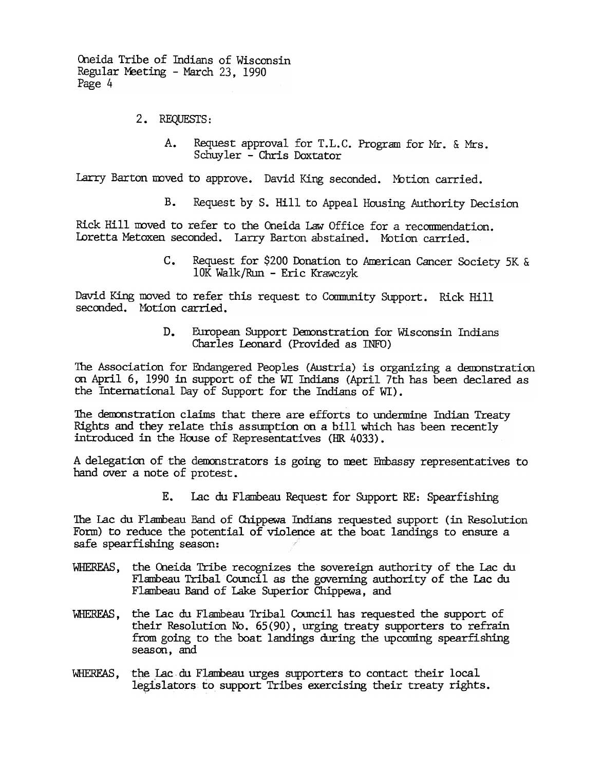2. REQUESTS:

A. Request approval for T.L.C. Program for Mr. & Mrs. Schuyler - Chris Doxtator

Larry Barton moved to approve. David King seconded. Motion carried.

B. Request by S. Hill to Appeal Housing Authority Decision

Rick Hill moved to refer to the Oneida Law Office for a recommendation. Loretta Metoxen seconded. Larry Barton abstained. Motion carried.

C. Request for $200 Donation to American Cancer Society 5K & 10K Walk/Run - Eric Krawczyk

David King moved to refer this request to Community Support. Rick Hill seconded. Motion carried.

D. European Support Demonstration for Wisconsin Indians Charles Leonard (Provided as INFO)

The Association for Endangered Peoples (Austria) is organizing a demonstration on April 6, 1990 in support of the WI Indians (April 7th has been declared as the International Day of Support for the Indians of WI).

The demonstration claims that there are efforts to undermine Indian Treaty Rights and they relate this assumption on a bill which has been recently introduced in the House of Representatives (HR 4033).

A delegation of the demonstrators is going to meet Embassy representatives to hand over a note of protest.

E. Lac du Flambeau Request for Support RE: Spearfishing

The Lac du Flambeau Band of Chippewa Indians requested support (in Resolution Form) to reduce the potential of violence at the boat landings to ensure a safe spearfishing season:

WHEREAS, the Oneida Tribe recognizes the sovereign authority of the Lac du Flambeau Tribal Council as the governing authority of the Lac du Flambeau Band of Lake Superior Chippewa, and

WHEREAS, the Lac du Flambeau Tribal Council has requested the support of their Resolution No. 65(90), urging treaty supporters to refrain from going to the boat landings during the upcoming spearfishing season, and

WHEREAS, the Lac du Flambeau urges supporters to contact their local legislators to support Tribes exercising their treaty rights.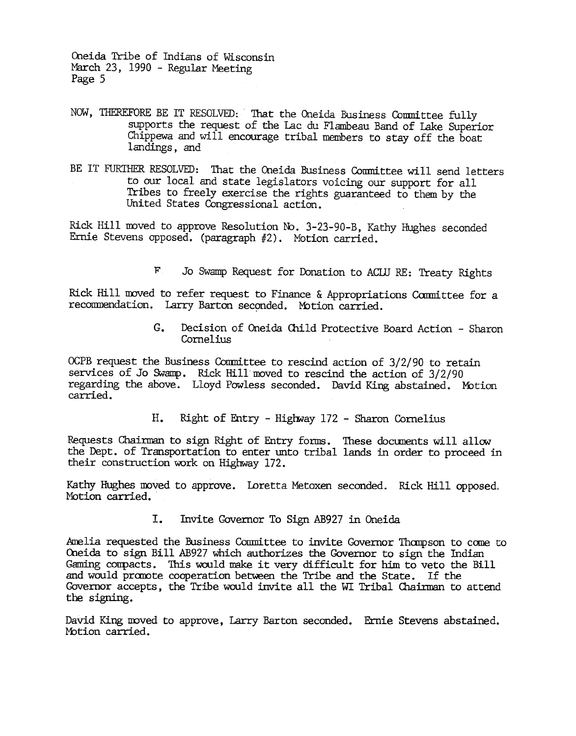NOW, THEREFORE BE IT RESOLVED: That the Oneida Business Committee fully supports the request of the Lac du Flambeau Band of Lake Superior Chippewa and will encourage tribal members to stay off the boat landings, and

BE IT FURTHER RESOLVED: That the Oneida Business Committee will send letters to our local and state legislators voicing our support for all Tribes to freely exercise the rights guaranteed to them by the United States Congressional action.

Rick Hill moved to approve Resolution No. 3-23-90-B, Kathy Hughes seconded Ernie Stevens opposed. (paragraph #2). Motion carried.

F. Jo Swamp Request for Donation to ACLU RE: Treaty Rights

Rick Hill moved to refer request to Finance & Appropriations Committee for a recommendation. Larry Barton seconded. Motion carried.

G. Decision of Oneida Child Protective Board Action - Sharon Cornelius

OCPB request the Business Committee to rescind action of 3/2/90 to retain services of Jo Swamp. Rick Hill moved to rescind the action of 3/2/90 regarding the above. Lloyd Powless seconded. David King abstained. Motion carried.

H. Right of Entry - Highway 172 - Sharon Cornelius

Requests Chairman to sign Right of Entry forms. These documents will allow the Dept. of Transportation to enter unto tribal lands in order to proceed in their construction work on Highway 172.

Kathy Hughes moved to approve. Loretta Metoxen seconded. Rick Hill opposed. Motion carried.

I. Invite Governor To Sign AB927 in Oneida

Amelia requested the Business Committee to invite Governor Thompson to come to Oneida to sign Bill AB927 which authorizes the Governor to sign the Indian Gaming compacts. This would make it very difficult for him to veto the Bill and would promote cooperation between the Tribe and the State. If the Governor accepts, the Tribe would invite all the WI Tribal Chairman to attend the signing.

David King moved to approve, Larry Barton seconded. Ernie Stevens abstained. Motion carried.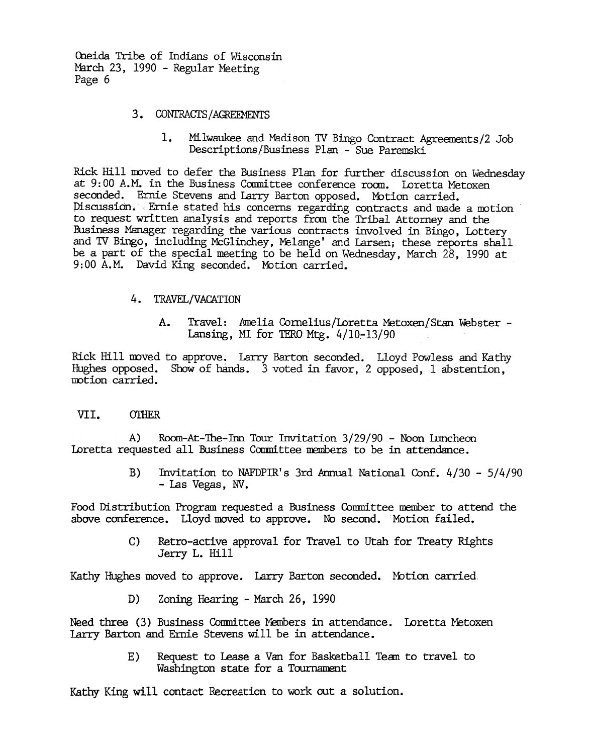3. CONTRACTS/AGREEMENTS

1. Milwaukee and Madison TV Bingo Contract Agreements/2 Job Descriptions/Business Plan - Sue Paremski

Rick Hill moved to defer the Business Plan for further discussion on Wednesday at 9:00 A.M. in the Business Committee conference room. Loretta Metoxen seconded. Ernie Stevens and Larry Barton opposed. Motion carried. Discussion: Ernie stated his concerns regarding contracts and made a motion to request written analysis and reports from the Tribal Attorney and the Business Manager regarding the various contracts involved in Bingo, Lottery and TV Bingo, including McGlinchey, Melange' and Larsen; these reports shall be a part of the special meeting to be held on Wednesday, March 28, 1990 at 9:00 A.M. David King seconded. Motion carried.

4. TRAVEL/VACATION

A. Travel: Amelia Cornelius/Loretta Metoxen/Stan Webster - Lansing, MI for TERO Mtg. 4/10-13/90

Rick Hill moved to approve. Larry Barton seconded. Lloyd Powless and Kathy Hughes opposed. Show of hands. 3 voted in favor, 2 opposed, 1 abstention, motion carried.

## VII. OTHER

A) Room-At-The-Inn Tour Invitation 3/29/90 - Noon Luncheon
Loretta requested all Business Committee members to be in attendance.

B) Invitation to NAFDPIR's 3rd Annual National Conf. 4/30 - 5/4/90 - Las Vegas, NV.

Food Distribution Program requested a Business Committee member to attend the above conference. Lloyd moved to approve. No second. Motion failed.

C) Retro-active approval for Travel to Utah for Treaty Rights Jerry L. Hill

Kathy Hughes moved to approve. Larry Barton seconded. Motion carried.

D) Zoning Hearing - March 26, 1990

Need three (3) Business Committee Members in attendance. Loretta Metoxen Larry Barton and Ernie Stevens will be in attendance.

E) Request to Lease a Van for Basketball Team to travel to Washington state for a Tournament

Kathy King will contact Recreation to work out a solution.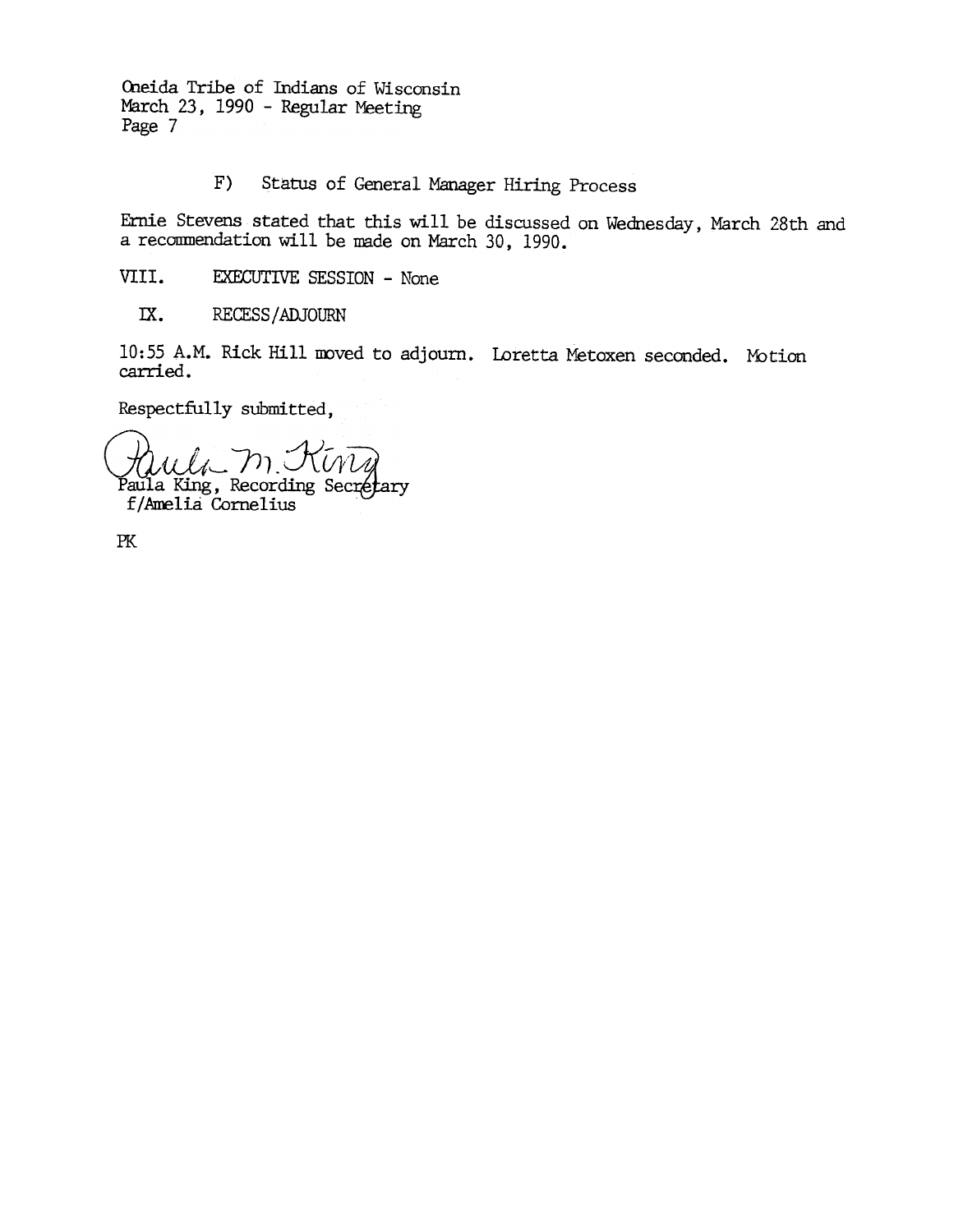F) Status of General Manager Hiring Process

Ernie Stevens stated that this will be discussed on Wednesday, March 28th and a recommendation will be made on March 30, 1990.

VIII. EXECUTIVE SESSION - None

IX. RECESS/ADJOURN

10:55 A.M. Rick Hill moved to adjourn. Loretta Metoxen seconded. Motion carried.

Respectfully submitted,

Paula M. King

Paula King, Recording Secretary
f/Amelia Cornelius

PK